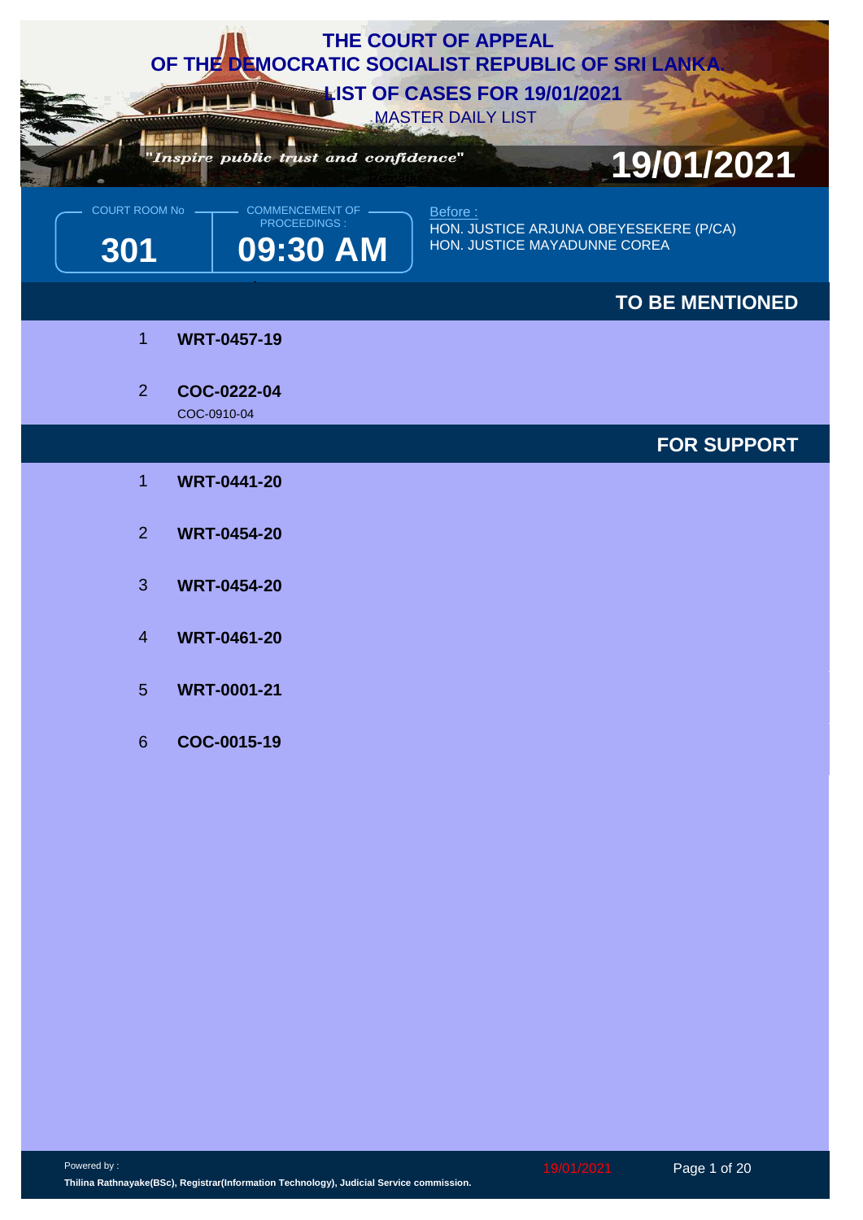# THE COURT OF APPEAL
# OF THE DEMOCRATIC SOCIALIST REPUBLIC OF SRI LANKA.

## LIST OF CASES FOR 19/01/2021

MASTER DAILY LIST

*"Inspire public trust and confidence"*

**19/01/2021**

| COURT ROOM No | COMMENCEMENT OF PROCEEDINGS : |
| --- | --- |
| **301** | **09:30 AM** |

Before :
HON. JUSTICE ARJUNA OBEYESEKERE (P/CA)
HON. JUSTICE MAYADUNNE COREA

## TO BE MENTIONED

1. **WRT-0457-19**
2. **COC-0222-04**
   COC-0910-04

## FOR SUPPORT

1. **WRT-0441-20**
2. **WRT-0454-20**
3. **WRT-0454-20**
4. **WRT-0461-20**
5. **WRT-0001-21**
6. **COC-0015-19**

Powered by :
**Thilina Rathnayake(BSc), Registrar(Information Technology), Judicial Service commission.**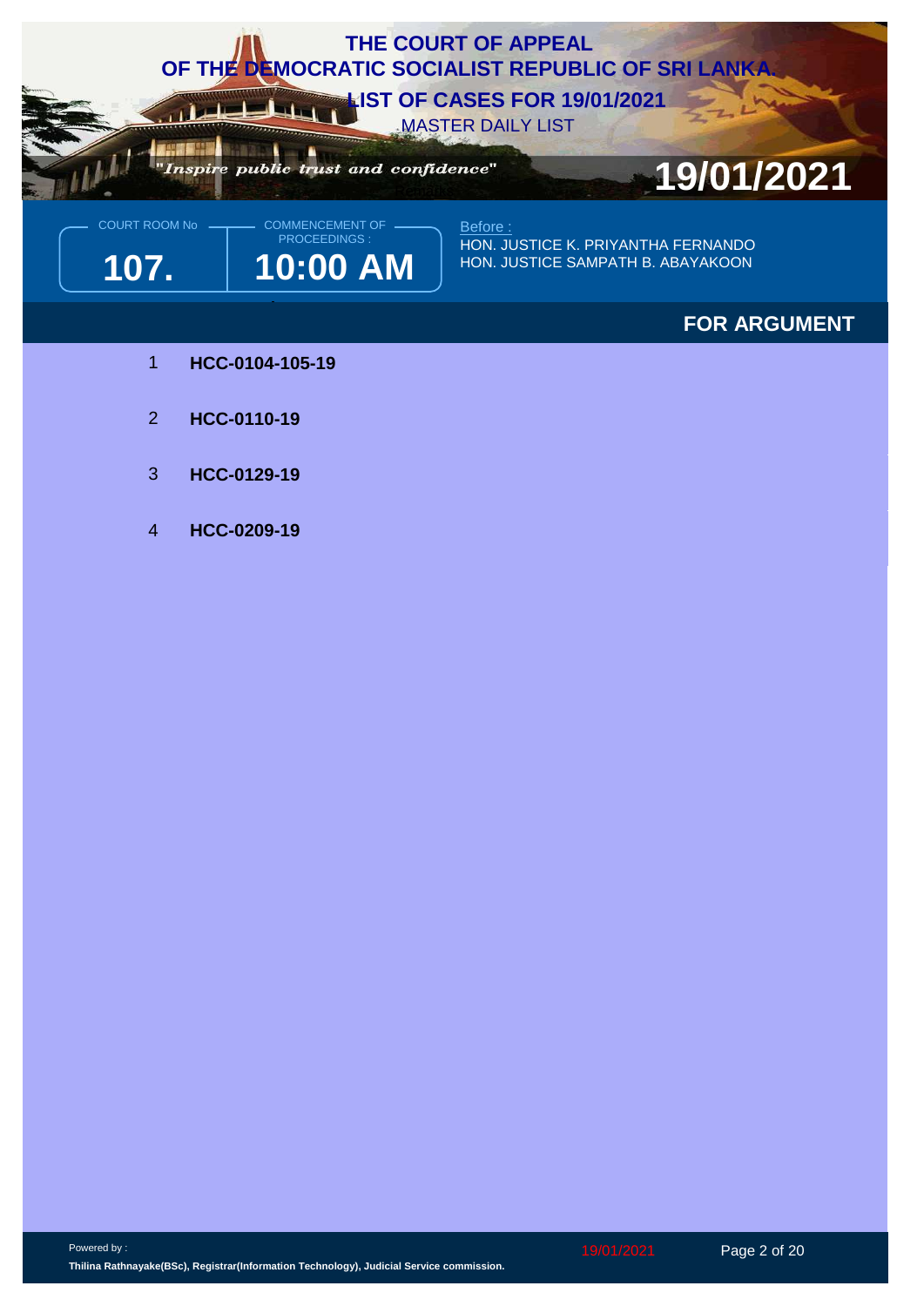# THE COURT OF APPEAL OF THE DEMOCRATIC SOCIALIST REPUBLIC OF SRI LANKA

## LIST OF CASES FOR 19/01/2021

MASTER DAILY LIST

*"Inspire public trust and confidence"*

**19/01/2021**

COURT ROOM No: **107.**

COMMENCEMENT OF PROCEEDINGS: **10:00 AM**

Before :
HON. JUSTICE K. PRIYANTHA FERNANDO
HON. JUSTICE SAMPATH B. ABAYAKOON

### FOR ARGUMENT

1. **HCC-0104-105-19**
2. **HCC-0110-19**
3. **HCC-0129-19**
4. **HCC-0209-19**

Powered by :
**Thilina Rathnayake(BSc), Registrar(Information Technology), Judicial Service commission.**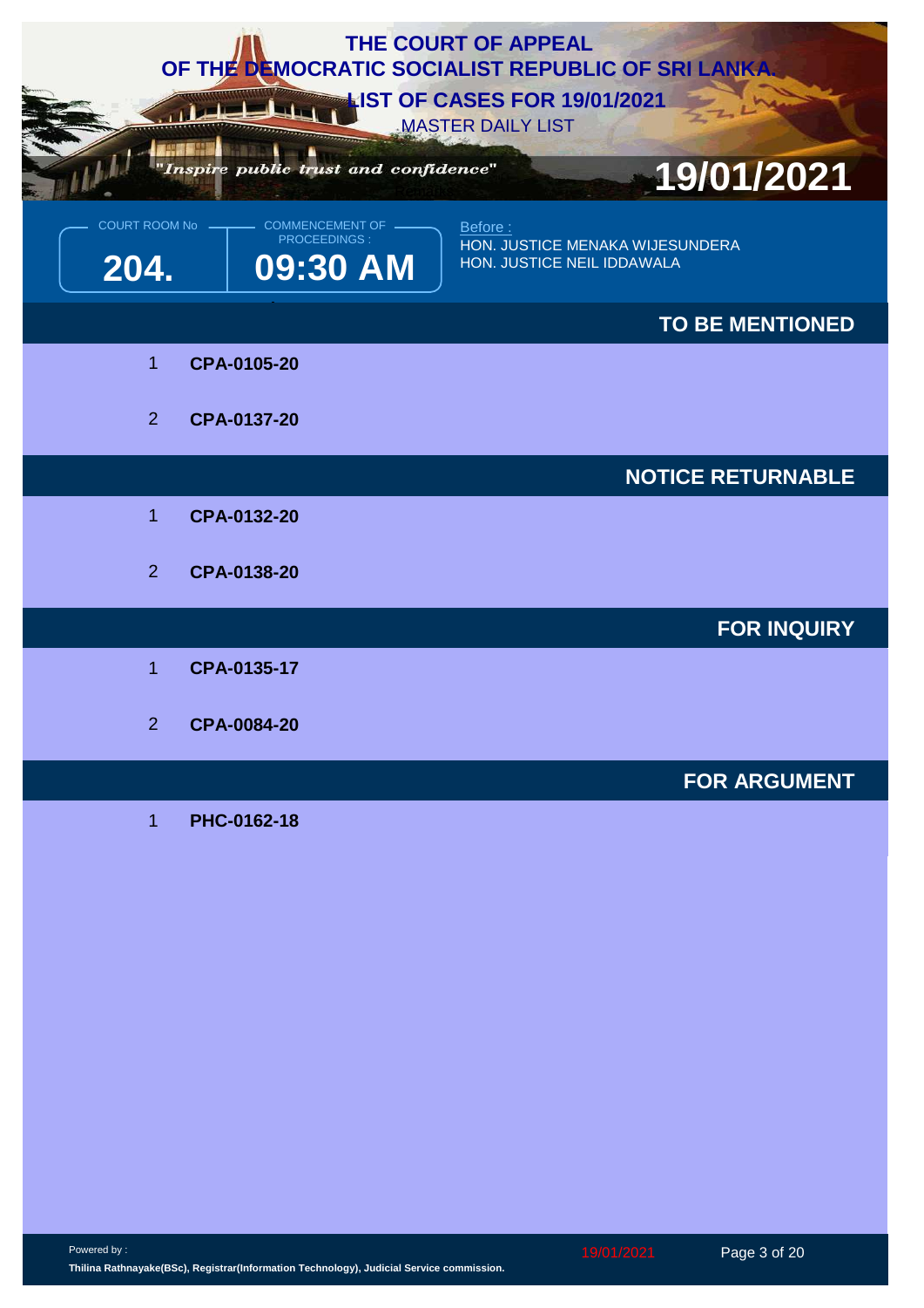# THE COURT OF APPEAL OF THE DEMOCRATIC SOCIALIST REPUBLIC OF SRI LANKA

## LIST OF CASES FOR 19/01/2021

MASTER DAILY LIST

*"Inspire public trust and confidence"*

**19/01/2021**

COURT ROOM No: **204.**

COMMENCEMENT OF PROCEEDINGS: **09:30 AM**

Before :
HON. JUSTICE MENAKA WIJESUNDERA
HON. JUSTICE NEIL IDDAWALA

### TO BE MENTIONED

1. **CPA-0105-20**
2. **CPA-0137-20**

### NOTICE RETURNABLE

1. **CPA-0132-20**
2. **CPA-0138-20**

### FOR INQUIRY

1. **CPA-0135-17**
2. **CPA-0084-20**

### FOR ARGUMENT

1. **PHC-0162-18**

Powered by :
**Thilina Rathnayake(BSc), Registrar(Information Technology), Judicial Service commission.**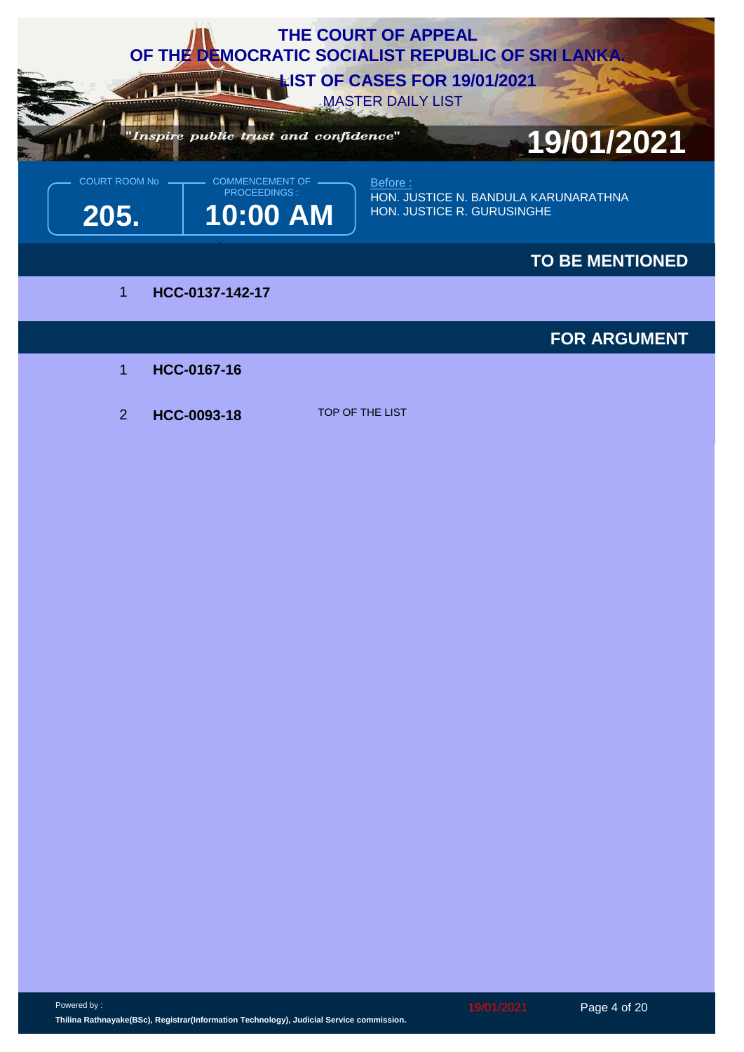# THE COURT OF APPEAL
# OF THE DEMOCRATIC SOCIALIST REPUBLIC OF SRI LANKA.

## LIST OF CASES FOR 19/01/2021

MASTER DAILY LIST

*"Inspire public trust and confidence"*

**19/01/2021**

COURT ROOM No: **205.**

COMMENCEMENT OF PROCEEDINGS: **10:00 AM**

Before :
HON. JUSTICE N. BANDULA KARUNARATHNA
HON. JUSTICE R. GURUSINGHE

### TO BE MENTIONED

| No | Case No | Remarks |
|---|---|---|
| 1 | **HCC-0137-142-17** | |

### FOR ARGUMENT

| No | Case No | Remarks |
|---|---|---|
| 1 | **HCC-0167-16** | |
| 2 | **HCC-0093-18** | TOP OF THE LIST |

Powered by :
**Thilina Rathnayake(BSc), Registrar(Information Technology), Judicial Service commission.**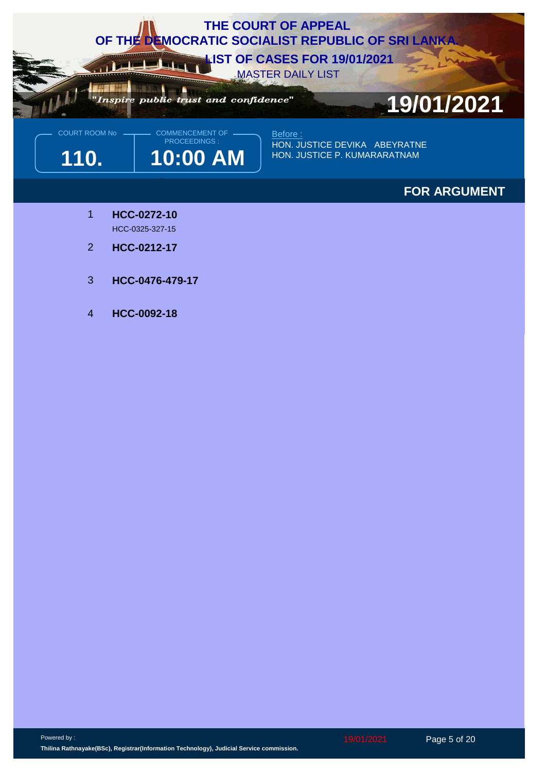# THE COURT OF APPEAL OF THE DEMOCRATIC SOCIALIST REPUBLIC OF SRI LANKA.

## LIST OF CASES FOR 19/01/2021

MASTER DAILY LIST

*"Inspire public trust and confidence"*

**19/01/2021**

COURT ROOM No **110.**

COMMENCEMENT OF PROCEEDINGS : **10:00 AM**

Before :
HON. JUSTICE DEVIKA ABEYRATNE
HON. JUSTICE P. KUMARARATNAM

### FOR ARGUMENT

1. **HCC-0272-10**
   HCC-0325-327-15
2. **HCC-0212-17**
3. **HCC-0476-479-17**
4. **HCC-0092-18**

Powered by :
**Thilina Rathnayake(BSc), Registrar(Information Technology), Judicial Service commission.**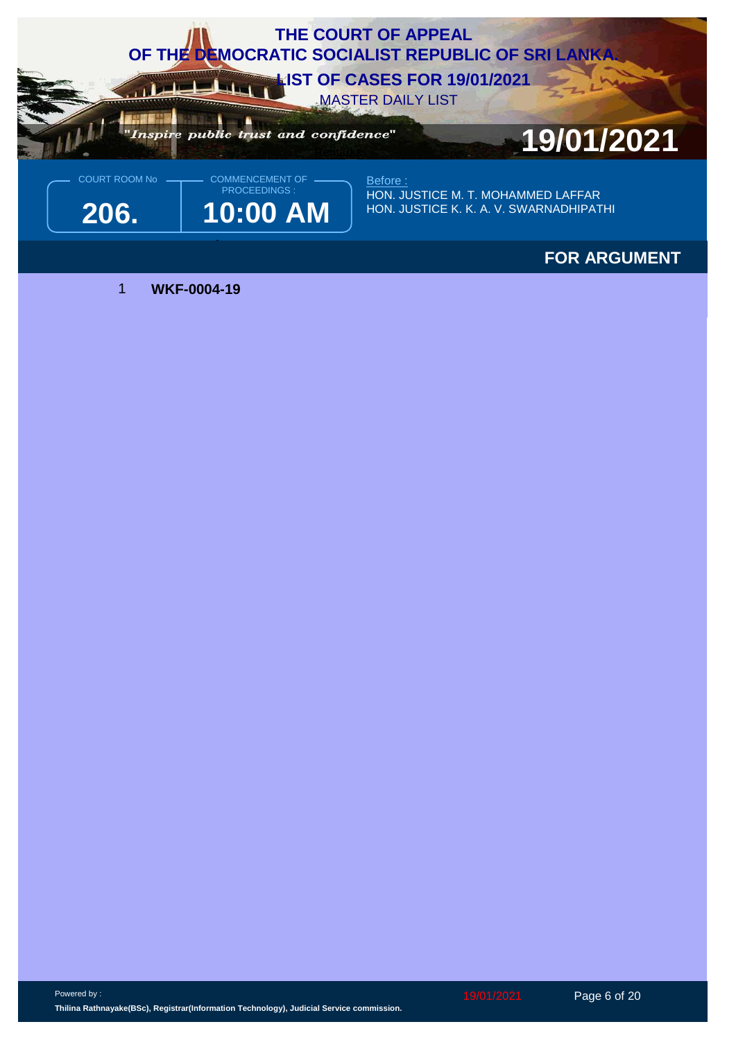# THE COURT OF APPEAL OF THE DEMOCRATIC SOCIALIST REPUBLIC OF SRI LANKA.

## LIST OF CASES FOR 19/01/2021

MASTER DAILY LIST

*"Inspire public trust and confidence"*

**19/01/2021**

| COURT ROOM No | COMMENCEMENT OF PROCEEDINGS : |
|---|---|
| **206.** | **10:00 AM** |

Before :

HON. JUSTICE M. T. MOHAMMED LAFFAR
HON. JUSTICE K. K. A. V. SWARNADHIPATHI

### FOR ARGUMENT

1 **WKF-0004-19**

Powered by :
**Thilina Rathnayake(BSc), Registrar(Information Technology), Judicial Service commission.**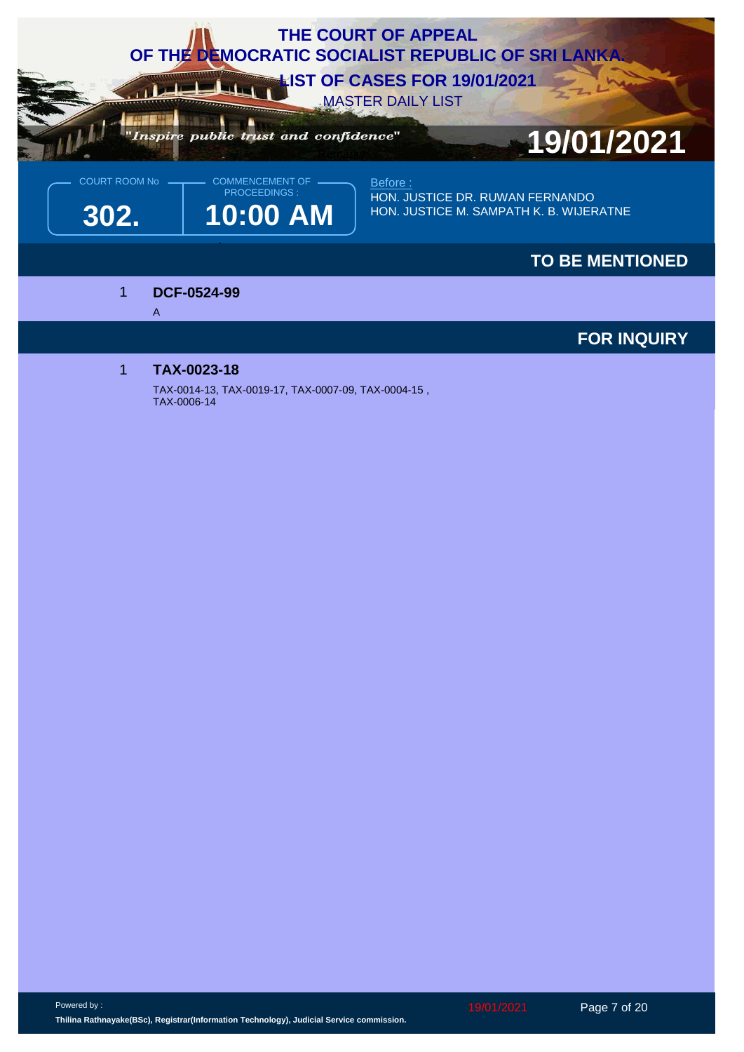# THE COURT OF APPEAL OF THE DEMOCRATIC SOCIALIST REPUBLIC OF SRI LANKA.

## LIST OF CASES FOR 19/01/2021

MASTER DAILY LIST

*"Inspire public trust and confidence"*

**19/01/2021**

| COURT ROOM No | COMMENCEMENT OF PROCEEDINGS : |
|---|---|
| **302.** | **10:00 AM** |

Before :
HON. JUSTICE DR. RUWAN FERNANDO
HON. JUSTICE M. SAMPATH K. B. WIJERATNE

### TO BE MENTIONED

1 **DCF-0524-99**
A

### FOR INQUIRY

1 **TAX-0023-18**
TAX-0014-13, TAX-0019-17, TAX-0007-09, TAX-0004-15 , TAX-0006-14

Powered by :
**Thilina Rathnayake(BSc), Registrar(Information Technology), Judicial Service commission.**

19/01/2021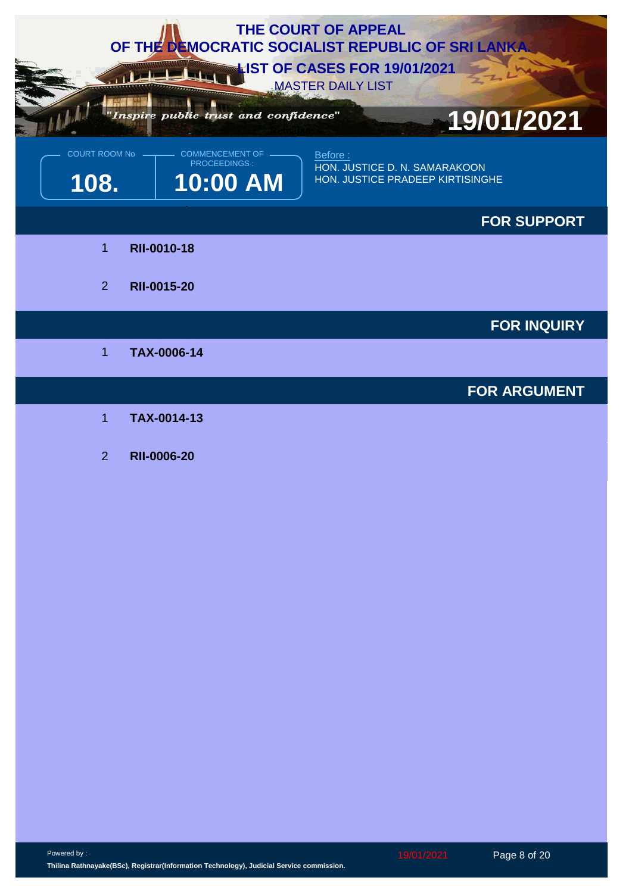# THE COURT OF APPEAL
# OF THE DEMOCRATIC SOCIALIST REPUBLIC OF SRI LANKA.
## LIST OF CASES FOR 19/01/2021
MASTER DAILY LIST

*"Inspire public trust and confidence"*

**19/01/2021**

COURT ROOM No **108.**

COMMENCEMENT OF PROCEEDINGS : **10:00 AM**

Before :
HON. JUSTICE D. N. SAMARAKOON
HON. JUSTICE PRADEEP KIRTISINGHE

### FOR SUPPORT

1. **RII-0010-18**
2. **RII-0015-20**

### FOR INQUIRY

1. **TAX-0006-14**

### FOR ARGUMENT

1. **TAX-0014-13**
2. **RII-0006-20**

Powered by :
**Thilina Rathnayake(BSc), Registrar(Information Technology), Judicial Service commission.**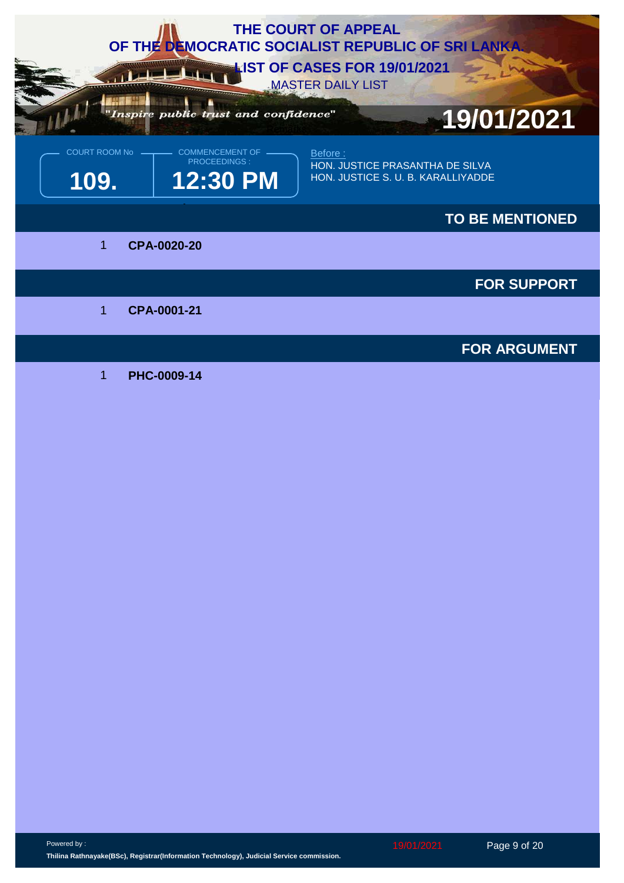# THE COURT OF APPEAL
# OF THE DEMOCRATIC SOCIALIST REPUBLIC OF SRI LANKA

## LIST OF CASES FOR 19/01/2021

MASTER DAILY LIST

*"Inspire public trust and confidence"*

**19/01/2021**

| COURT ROOM No | COMMENCEMENT OF PROCEEDINGS : |
|---|---|
| **109.** | **12:30 PM** |

Before :
HON. JUSTICE PRASANTHA DE SILVA
HON. JUSTICE S. U. B. KARALLIYADDE

### TO BE MENTIONED

1 **CPA-0020-20**

### FOR SUPPORT

1 **CPA-0001-21**

### FOR ARGUMENT

1 **PHC-0009-14**

Powered by :
**Thilina Rathnayake(BSc), Registrar(Information Technology), Judicial Service commission.**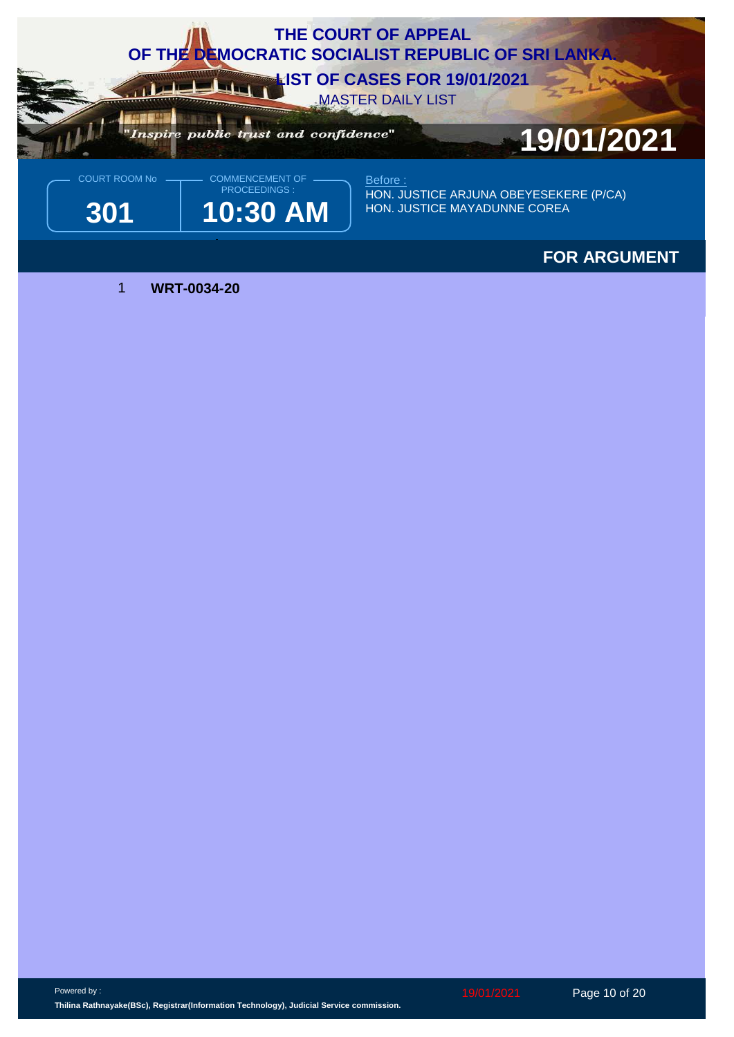# THE COURT OF APPEAL OF THE DEMOCRATIC SOCIALIST REPUBLIC OF SRI LANKA.

## LIST OF CASES FOR 19/01/2021

MASTER DAILY LIST

*"Inspire public trust and confidence"*

**19/01/2021**

COURT ROOM No

**301**

COMMENCEMENT OF PROCEEDINGS :

**10:30 AM**

Before :

HON. JUSTICE ARJUNA OBEYESEKERE (P/CA)
HON. JUSTICE MAYADUNNE COREA

### FOR ARGUMENT

1 **WRT-0034-20**

Powered by :

**Thilina Rathnayake(BSc), Registrar(Information Technology), Judicial Service commission.**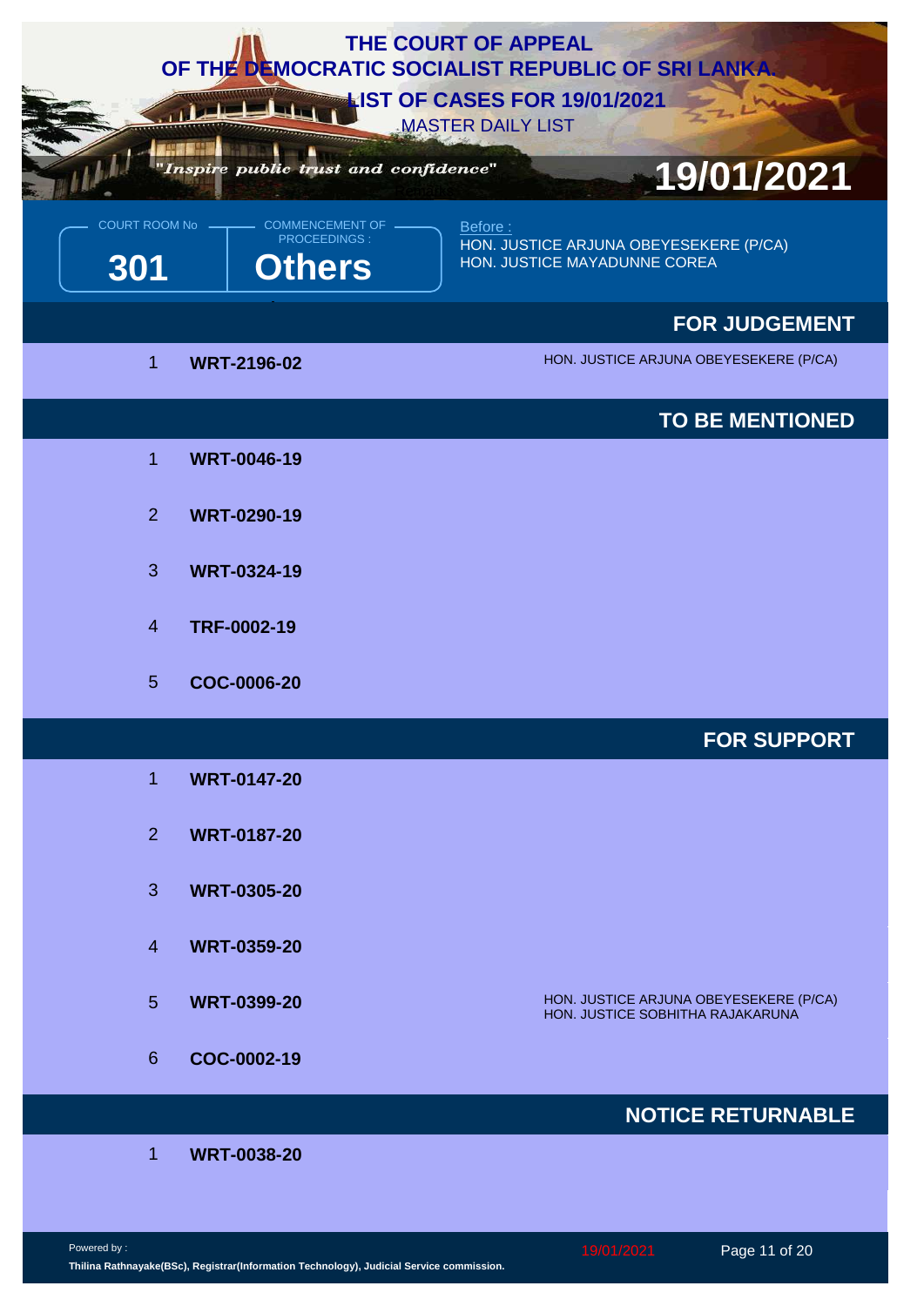# THE COURT OF APPEAL OF THE DEMOCRATIC SOCIALIST REPUBLIC OF SRI LANKA

## LIST OF CASES FOR 19/01/2021

MASTER DAILY LIST

*"Inspire public trust and confidence"*

**19/01/2021**

COURT ROOM No: **301**

COMMENCEMENT OF PROCEEDINGS: **Others**

Before :
HON. JUSTICE ARJUNA OBEYESEKERE (P/CA)
HON. JUSTICE MAYADUNNE COREA

### FOR JUDGEMENT

| No | Case | Remarks |
|---|---|---|
| 1 | **WRT-2196-02** | HON. JUSTICE ARJUNA OBEYESEKERE (P/CA) |

### TO BE MENTIONED

| No | Case | Remarks |
|---|---|---|
| 1 | **WRT-0046-19** | |
| 2 | **WRT-0290-19** | |
| 3 | **WRT-0324-19** | |
| 4 | **TRF-0002-19** | |
| 5 | **COC-0006-20** | |

### FOR SUPPORT

| No | Case | Remarks |
|---|---|---|
| 1 | **WRT-0147-20** | |
| 2 | **WRT-0187-20** | |
| 3 | **WRT-0305-20** | |
| 4 | **WRT-0359-20** | |
| 5 | **WRT-0399-20** | HON. JUSTICE ARJUNA OBEYESEKERE (P/CA) HON. JUSTICE SOBHITHA RAJAKARUNA |
| 6 | **COC-0002-19** | |

### NOTICE RETURNABLE

| No | Case | Remarks |
|---|---|---|
| 1 | **WRT-0038-20** | |

Powered by :
**Thilina Rathnayake(BSc), Registrar(Information Technology), Judicial Service commission.**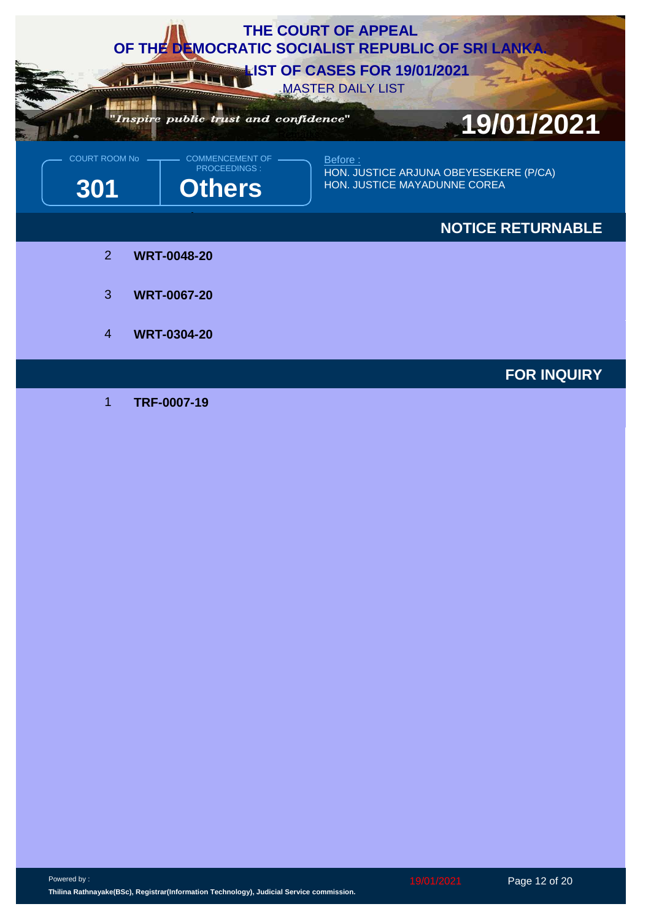# THE COURT OF APPEAL OF THE DEMOCRATIC SOCIALIST REPUBLIC OF SRI LANKA.

## LIST OF CASES FOR 19/01/2021

MASTER DAILY LIST

*"Inspire public trust and confidence"*

**19/01/2021**

COURT ROOM No: **301**

COMMENCEMENT OF PROCEEDINGS: **Others**

Before :
HON. JUSTICE ARJUNA OBEYESEKERE (P/CA)
HON. JUSTICE MAYADUNNE COREA

### NOTICE RETURNABLE

2 **WRT-0048-20**

3 **WRT-0067-20**

4 **WRT-0304-20**

### FOR INQUIRY

1 **TRF-0007-19**

Powered by :
**Thilina Rathnayake(BSc), Registrar(Information Technology), Judicial Service commission.**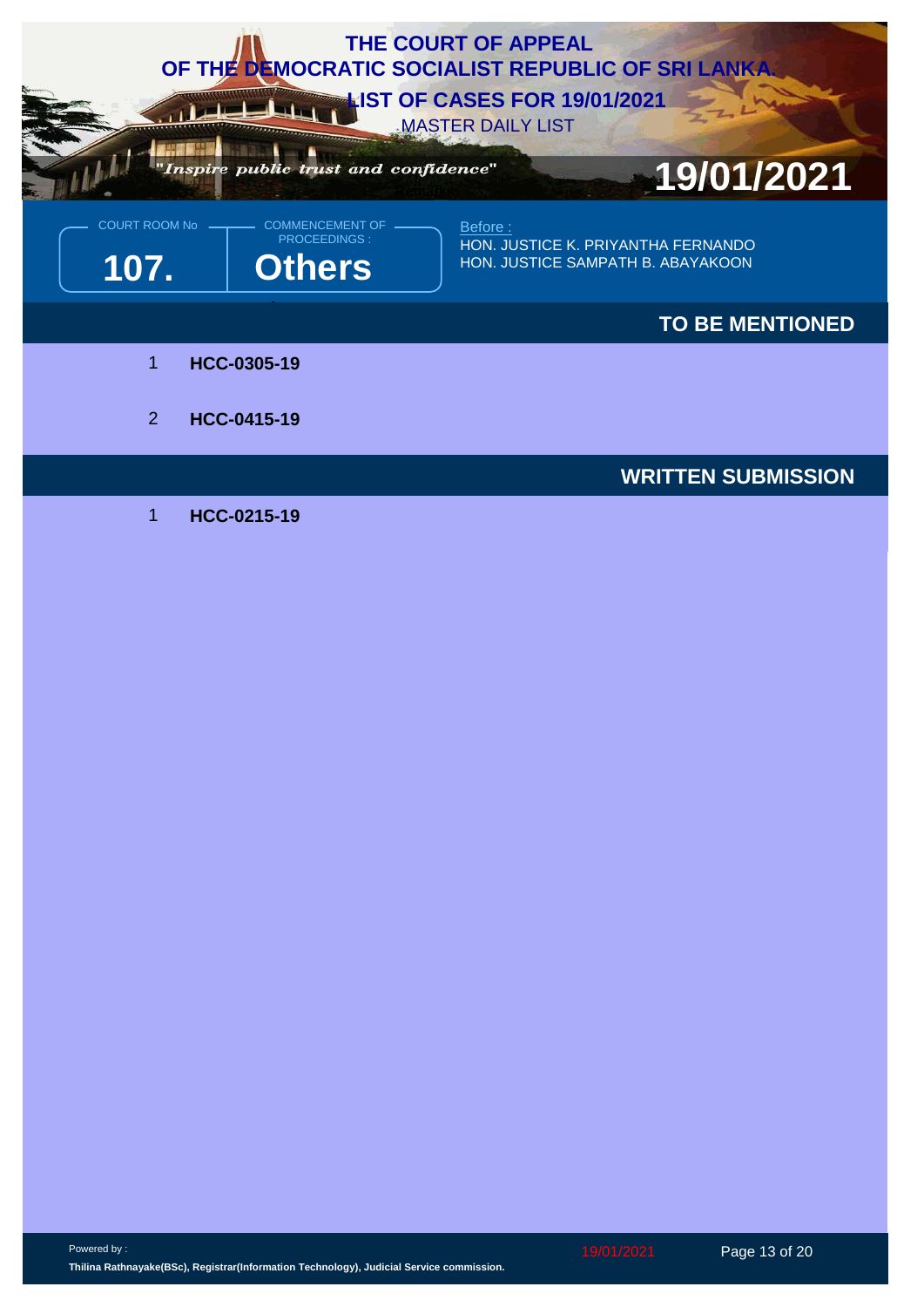# THE COURT OF APPEAL
# OF THE DEMOCRATIC SOCIALIST REPUBLIC OF SRI LANKA.

## LIST OF CASES FOR 19/01/2021

MASTER DAILY LIST

*"Inspire public trust and confidence"*

**19/01/2021**

COURT ROOM No: **107.**

COMMENCEMENT OF PROCEEDINGS: **Others**

Before :
HON. JUSTICE K. PRIYANTHA FERNANDO
HON. JUSTICE SAMPATH B. ABAYAKOON

### TO BE MENTIONED

1 **HCC-0305-19**

2 **HCC-0415-19**

### WRITTEN SUBMISSION

1 **HCC-0215-19**

Powered by :
**Thilina Rathnayake(BSc), Registrar(Information Technology), Judicial Service commission.**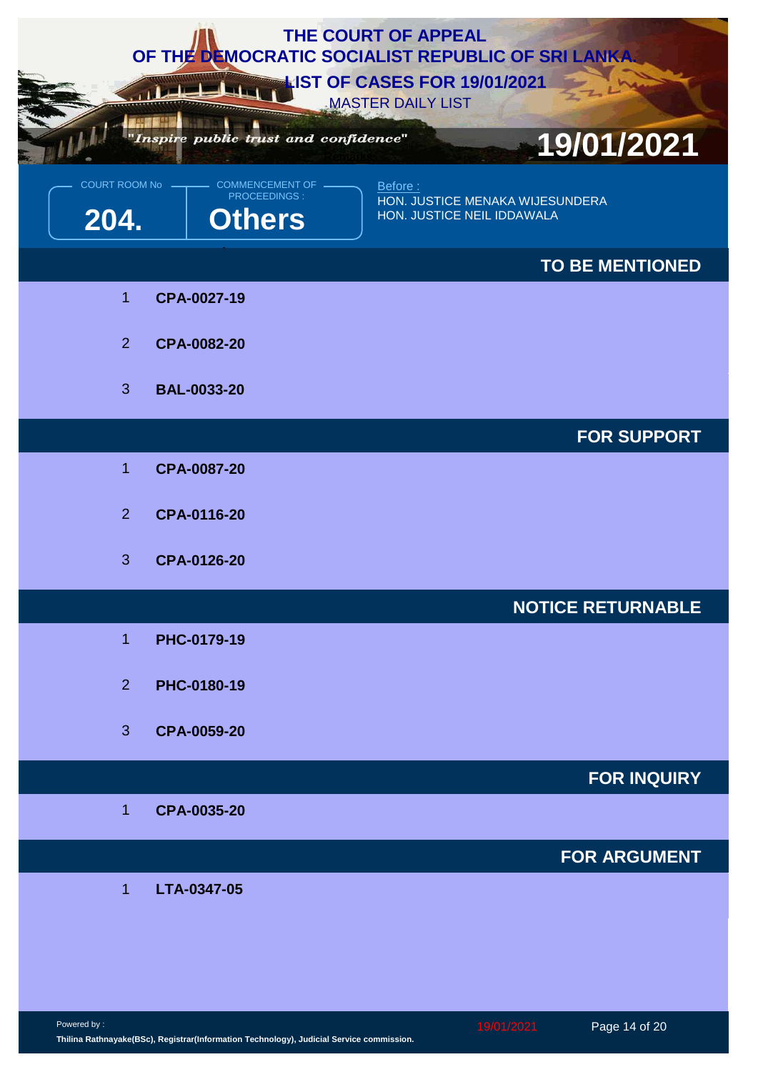# THE COURT OF APPEAL OF THE DEMOCRATIC SOCIALIST REPUBLIC OF SRI LANKA

## LIST OF CASES FOR 19/01/2021

MASTER DAILY LIST

*"Inspire public trust and confidence"*

**19/01/2021**

COURT ROOM No: **204.**

COMMENCEMENT OF PROCEEDINGS: **Others**

Before :
HON. JUSTICE MENAKA WIJESUNDERA
HON. JUSTICE NEIL IDDAWALA

### TO BE MENTIONED

1 **CPA-0027-19**

2 **CPA-0082-20**

3 **BAL-0033-20**

### FOR SUPPORT

1 **CPA-0087-20**

2 **CPA-0116-20**

3 **CPA-0126-20**

### NOTICE RETURNABLE

1 **PHC-0179-19**

2 **PHC-0180-19**

3 **CPA-0059-20**

### FOR INQUIRY

1 **CPA-0035-20**

### FOR ARGUMENT

1 **LTA-0347-05**

Powered by :
**Thilina Rathnayake(BSc), Registrar(Information Technology), Judicial Service commission.**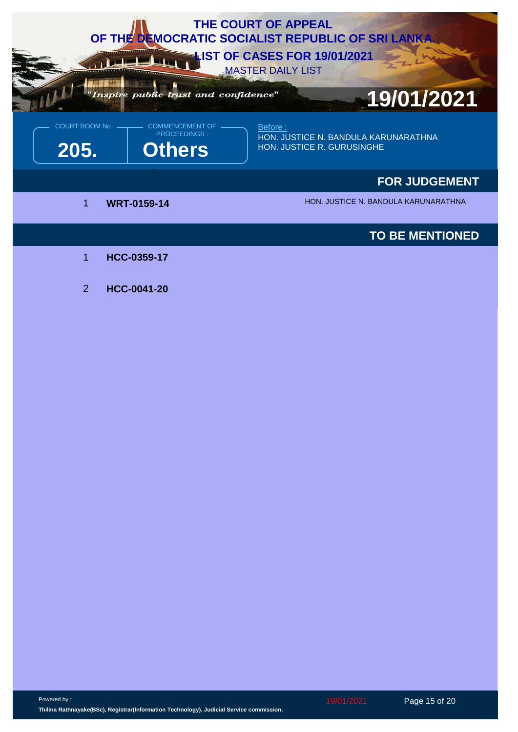# THE COURT OF APPEAL
# OF THE DEMOCRATIC SOCIALIST REPUBLIC OF SRI LANKA.

## LIST OF CASES FOR 19/01/2021

MASTER DAILY LIST

*"Inspire public trust and confidence"*

**19/01/2021**

| COURT ROOM No | COMMENCEMENT OF PROCEEDINGS : |
|---|---|
| **205.** | **Others** |

Before :
HON. JUSTICE N. BANDULA KARUNARATHNA
HON. JUSTICE R. GURUSINGHE

## FOR JUDGEMENT

| | | |
|---|---|---|
| 1 | **WRT-0159-14** | HON. JUSTICE N. BANDULA KARUNARATHNA |

## TO BE MENTIONED

| | |
|---|---|
| 1 | **HCC-0359-17** |
| 2 | **HCC-0041-20** |

Powered by :
**Thilina Rathnayake(BSc), Registrar(Information Technology), Judicial Service commission.**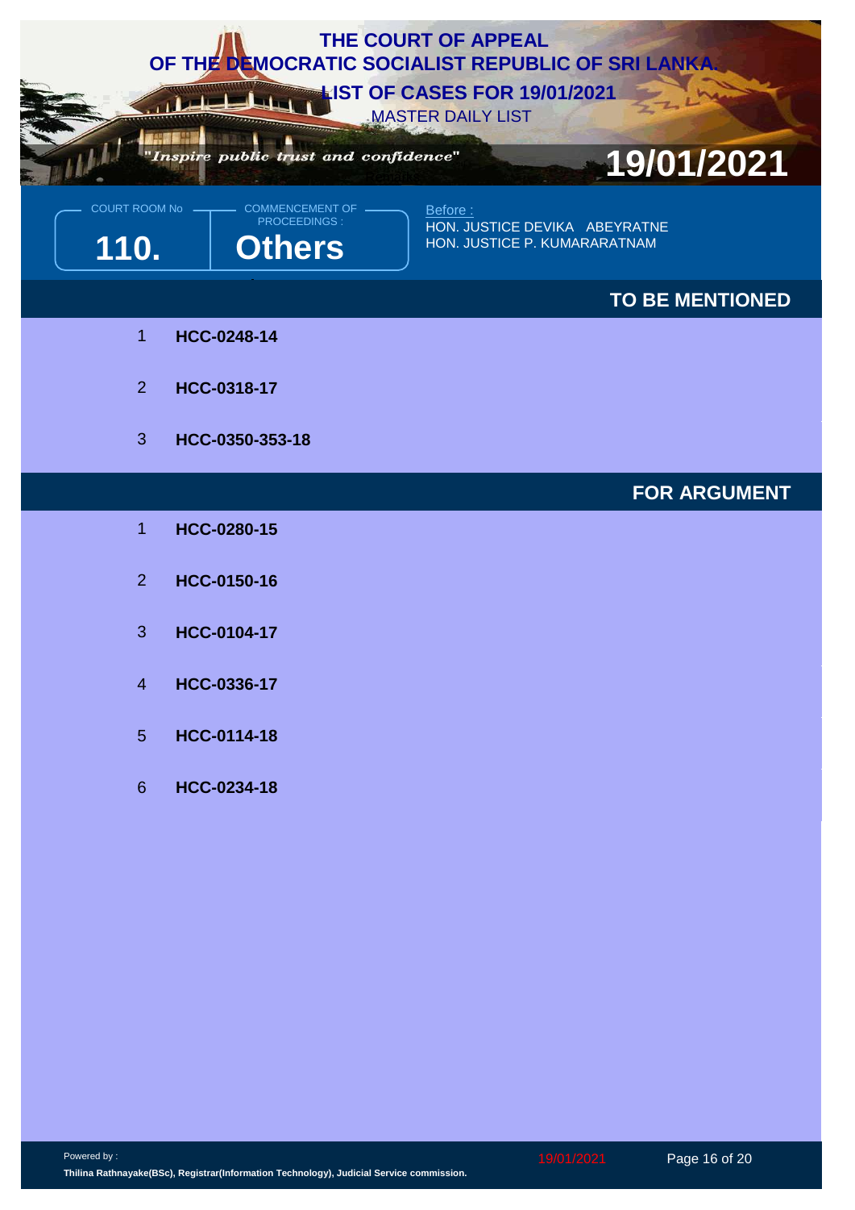# THE COURT OF APPEAL OF THE DEMOCRATIC SOCIALIST REPUBLIC OF SRI LANKA

## LIST OF CASES FOR 19/01/2021

MASTER DAILY LIST

*"Inspire public trust and confidence"*

**19/01/2021**

COURT ROOM No: **110.**

COMMENCEMENT OF PROCEEDINGS: **Others**

Before :
HON. JUSTICE DEVIKA ABEYRATNE
HON. JUSTICE P. KUMARARATNAM

### TO BE MENTIONED

1. **HCC-0248-14**
2. **HCC-0318-17**
3. **HCC-0350-353-18**

### FOR ARGUMENT

1. **HCC-0280-15**
2. **HCC-0150-16**
3. **HCC-0104-17**
4. **HCC-0336-17**
5. **HCC-0114-18**
6. **HCC-0234-18**

Powered by :
**Thilina Rathnayake(BSc), Registrar(Information Technology), Judicial Service commission.**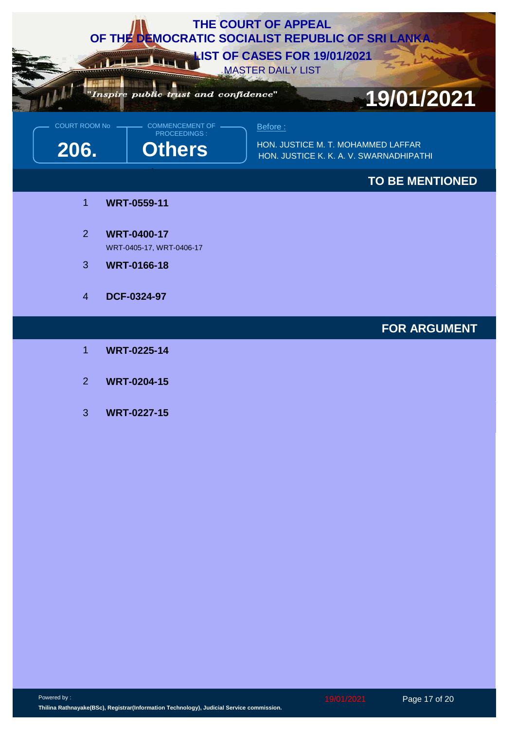# THE COURT OF APPEAL OF THE DEMOCRATIC SOCIALIST REPUBLIC OF SRI LANKA.

## LIST OF CASES FOR 19/01/2021

MASTER DAILY LIST

*"Inspire public trust and confidence"*

**19/01/2021**

COURT ROOM No: **206.**

COMMENCEMENT OF PROCEEDINGS: **Others**

Before :

HON. JUSTICE M. T. MOHAMMED LAFFAR
HON. JUSTICE K. K. A. V. SWARNADHIPATHI

### TO BE MENTIONED

1. **WRT-0559-11**
2. **WRT-0400-17**
   WRT-0405-17, WRT-0406-17
3. **WRT-0166-18**
4. **DCF-0324-97**

### FOR ARGUMENT

1. **WRT-0225-14**
2. **WRT-0204-15**
3. **WRT-0227-15**

Powered by :
**Thilina Rathnayake(BSc), Registrar(Information Technology), Judicial Service commission.**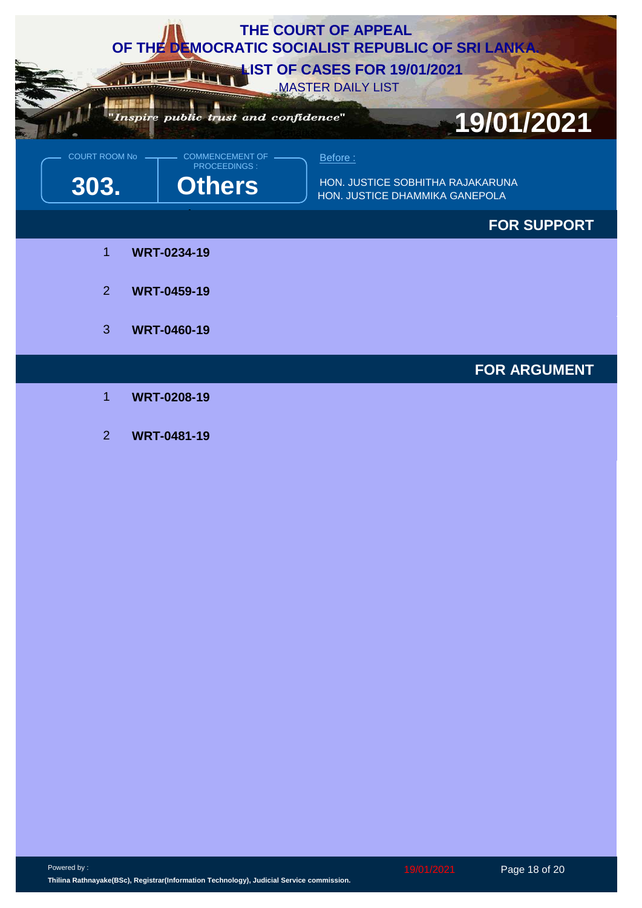# THE COURT OF APPEAL OF THE DEMOCRATIC SOCIALIST REPUBLIC OF SRI LANKA

## LIST OF CASES FOR 19/01/2021

MASTER DAILY LIST

*"Inspire public trust and confidence"*

**19/01/2021**

COURT ROOM No: **303.**

COMMENCEMENT OF PROCEEDINGS: **Others**

Before:

HON. JUSTICE SOBHITHA RAJAKARUNA
HON. JUSTICE DHAMMIKA GANEPOLA

### FOR SUPPORT

1. **WRT-0234-19**
2. **WRT-0459-19**
3. **WRT-0460-19**

### FOR ARGUMENT

1. **WRT-0208-19**
2. **WRT-0481-19**

Powered by:
**Thilina Rathnayake(BSc), Registrar(Information Technology), Judicial Service commission.**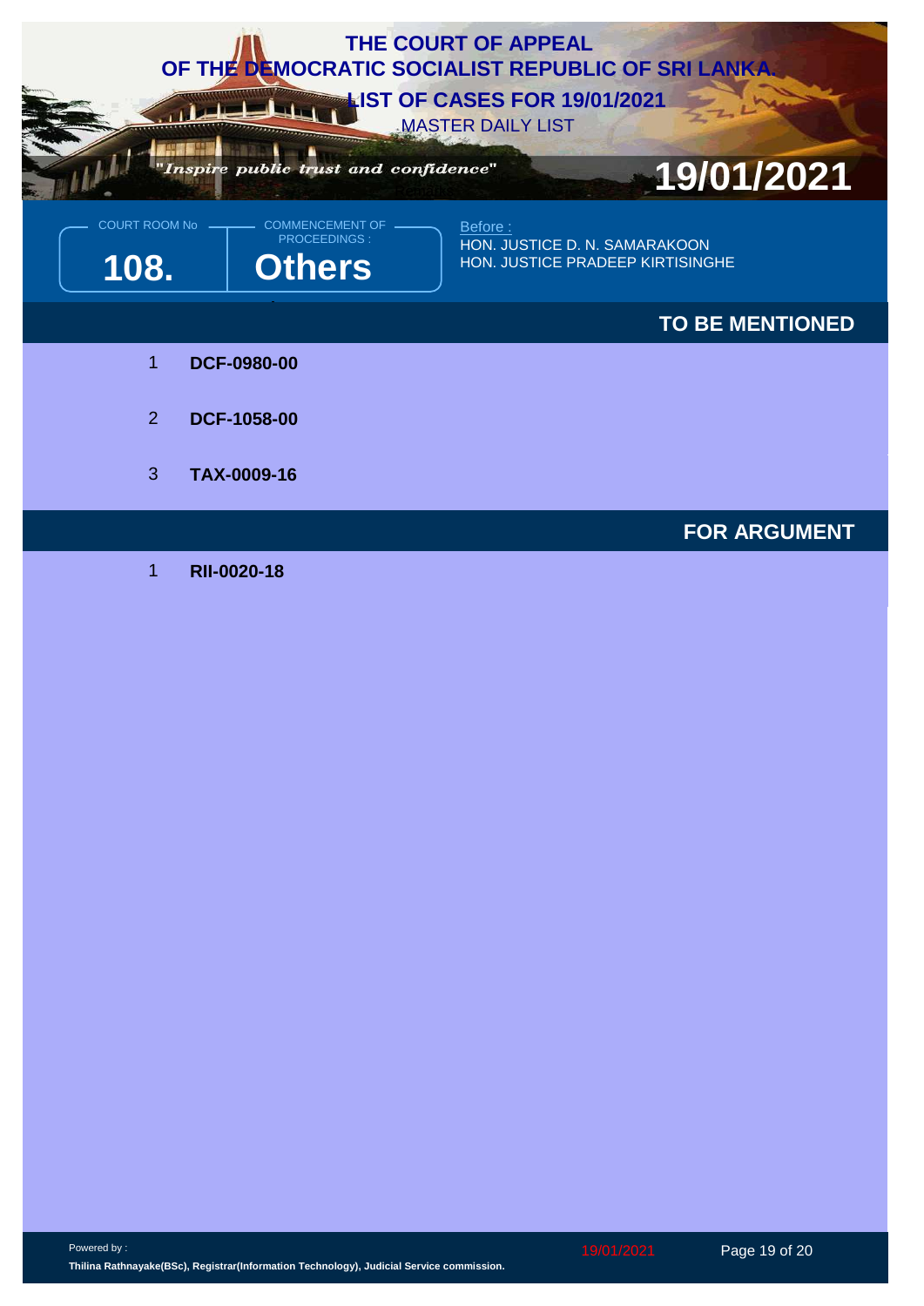# THE COURT OF APPEAL
# OF THE DEMOCRATIC SOCIALIST REPUBLIC OF SRI LANKA.
## LIST OF CASES FOR 19/01/2021
MASTER DAILY LIST

*"Inspire public trust and confidence"*

**19/01/2021**

COURT ROOM No: **108.**

COMMENCEMENT OF PROCEEDINGS: **Others**

Before :
HON. JUSTICE D. N. SAMARAKOON
HON. JUSTICE PRADEEP KIRTISINGHE

## TO BE MENTIONED

1 **DCF-0980-00**

2 **DCF-1058-00**

3 **TAX-0009-16**

## FOR ARGUMENT

1 **RII-0020-18**

Powered by :
**Thilina Rathnayake(BSc), Registrar(Information Technology), Judicial Service commission.**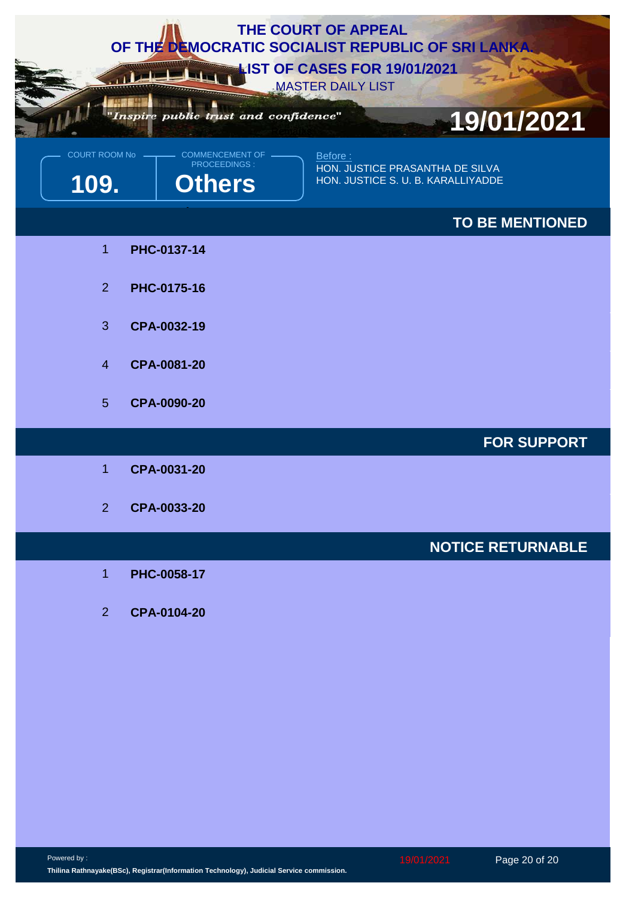# THE COURT OF APPEAL
# OF THE DEMOCRATIC SOCIALIST REPUBLIC OF SRI LANKA.
## LIST OF CASES FOR 19/01/2021
MASTER DAILY LIST

*"Inspire public trust and confidence"*

**19/01/2021**

COURT ROOM No: **109.**

COMMENCEMENT OF PROCEEDINGS: **Others**

Before :
HON. JUSTICE PRASANTHA DE SILVA
HON. JUSTICE S. U. B. KARALLIYADDE

### TO BE MENTIONED

1. **PHC-0137-14**
2. **PHC-0175-16**
3. **CPA-0032-19**
4. **CPA-0081-20**
5. **CPA-0090-20**

### FOR SUPPORT

1. **CPA-0031-20**
2. **CPA-0033-20**

### NOTICE RETURNABLE

1. **PHC-0058-17**
2. **CPA-0104-20**

Powered by :
**Thilina Rathnayake(BSc), Registrar(Information Technology), Judicial Service commission.**